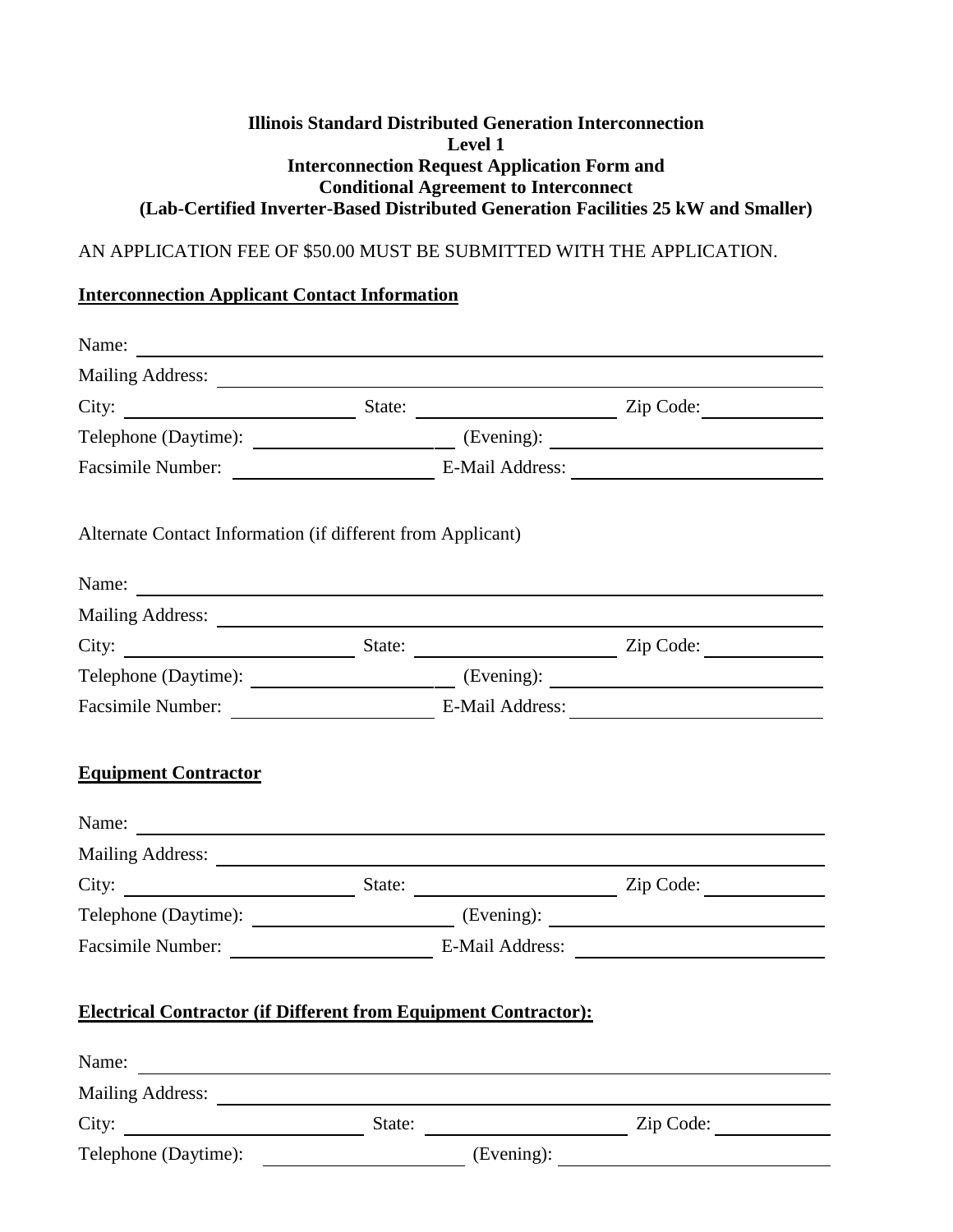**Illinois Standard Distributed Generation Interconnection**
**Level 1**
**Interconnection Request Application Form and**
**Conditional Agreement to Interconnect**
**(Lab-Certified Inverter-Based Distributed Generation Facilities 25 kW and Smaller)**

AN APPLICATION FEE OF $50.00 MUST BE SUBMITTED WITH THE APPLICATION.

**Interconnection Applicant Contact Information**

Name: ______________________________

Mailing Address: ______________________________

City: ______________ State: ______________ Zip Code: __________

Telephone (Daytime): ______________ (Evening): ______________

Facsimile Number: ______________ E-Mail Address: ______________

Alternate Contact Information (if different from Applicant)

Name: ______________________________

Mailing Address: ______________________________

City: ______________ State: ______________ Zip Code: __________

Telephone (Daytime): ______________ (Evening): ______________

Facsimile Number: ______________ E-Mail Address: ______________

**Equipment Contractor**

Name: ______________________________

Mailing Address: ______________________________

City: ______________ State: ______________ Zip Code: __________

Telephone (Daytime): ______________ (Evening): ______________

Facsimile Number: ______________ E-Mail Address: ______________

**Electrical Contractor (if Different from Equipment Contractor):**

Name: ______________________________

Mailing Address: ______________________________

City: ______________ State: ______________ Zip Code: __________

Telephone (Daytime): ______________ (Evening): ______________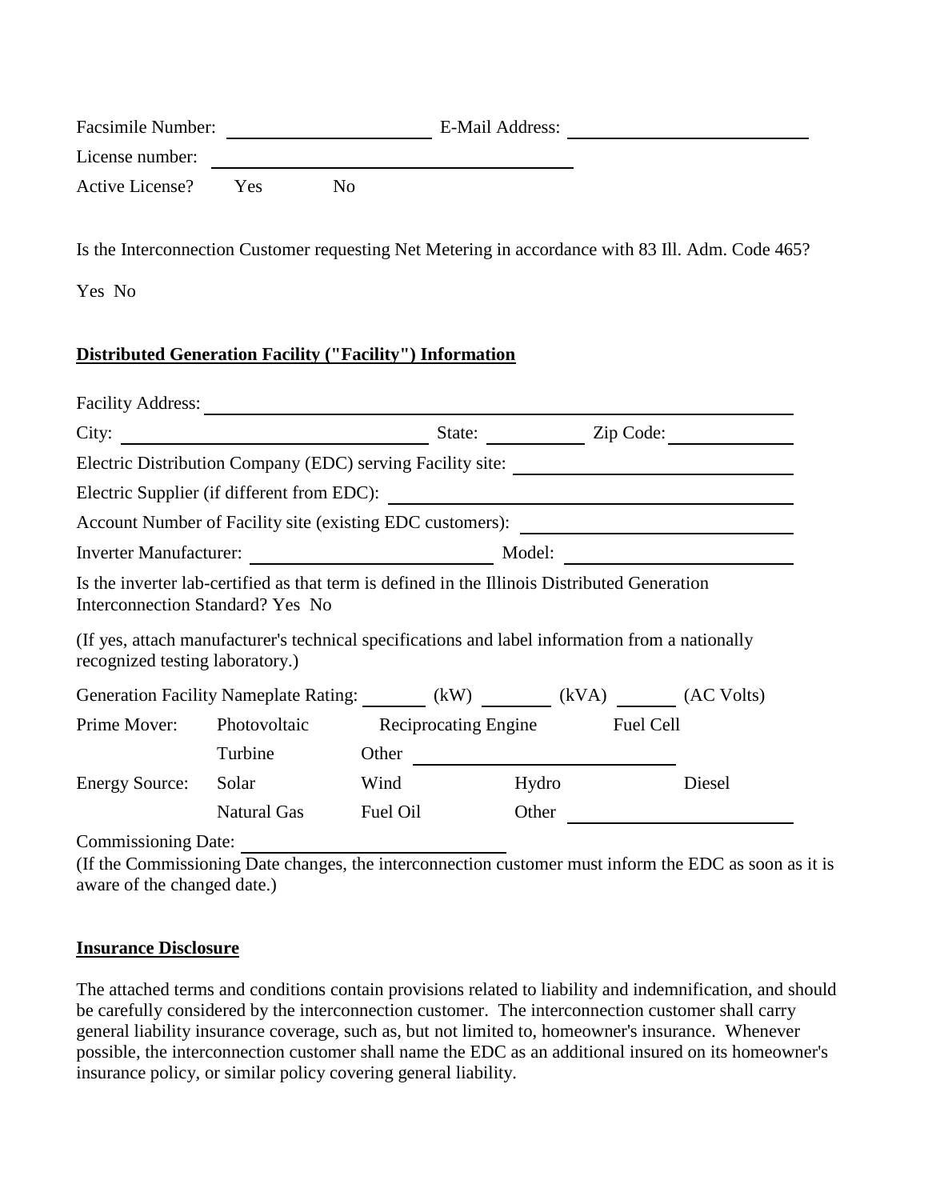Facsimile Number: ______________________ E-Mail Address: __________________________

License number: ________________________________________

Active License? Yes No

Is the Interconnection Customer requesting Net Metering in accordance with 83 Ill. Adm. Code 465?

Yes No

**Distributed Generation Facility ("Facility") Information**

Facility Address: ____________________________________________________________

City: ________________________________ State: __________ Zip Code: ____________

Electric Distribution Company (EDC) serving Facility site: ___________________________

Electric Supplier (if different from EDC): ________________________________________

Account Number of Facility site (existing EDC customers): __________________________

Inverter Manufacturer: ________________________ Model: ______________________

Is the inverter lab-certified as that term is defined in the Illinois Distributed Generation Interconnection Standard? Yes No

(If yes, attach manufacturer's technical specifications and label information from a nationally recognized testing laboratory.)

Generation Facility Nameplate Rating: _______ (kW) ________ (kVA) ______ (AC Volts)

Prime Mover: Photovoltaic Reciprocating Engine Fuel Cell

Turbine Other ____________________________

Energy Source: Solar Wind Hydro Diesel

Natural Gas Fuel Oil Other ______________________

Commissioning Date: ___________________________

(If the Commissioning Date changes, the interconnection customer must inform the EDC as soon as it is aware of the changed date.)

**Insurance Disclosure**

The attached terms and conditions contain provisions related to liability and indemnification, and should be carefully considered by the interconnection customer. The interconnection customer shall carry general liability insurance coverage, such as, but not limited to, homeowner's insurance. Whenever possible, the interconnection customer shall name the EDC as an additional insured on its homeowner's insurance policy, or similar policy covering general liability.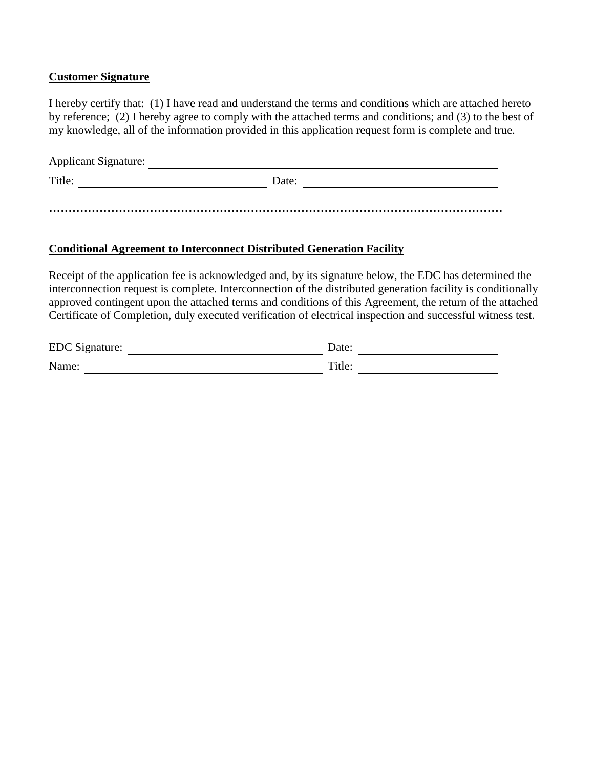**Customer Signature**

I hereby certify that: (1) I have read and understand the terms and conditions which are attached hereto by reference; (2) I hereby agree to comply with the attached terms and conditions; and (3) to the best of my knowledge, all of the information provided in this application request form is complete and true.

Applicant Signature: ______________________________________________________________

Title: ________________________________ Date: ________________________________

………………………………………………………………………………………………………

**Conditional Agreement to Interconnect Distributed Generation Facility**

Receipt of the application fee is acknowledged and, by its signature below, the EDC has determined the interconnection request is complete. Interconnection of the distributed generation facility is conditionally approved contingent upon the attached terms and conditions of this Agreement, the return of the attached Certificate of Completion, duly executed verification of electrical inspection and successful witness test.

EDC Signature: ________________________________ Date: ________________________

Name: ________________________________________ Title: ________________________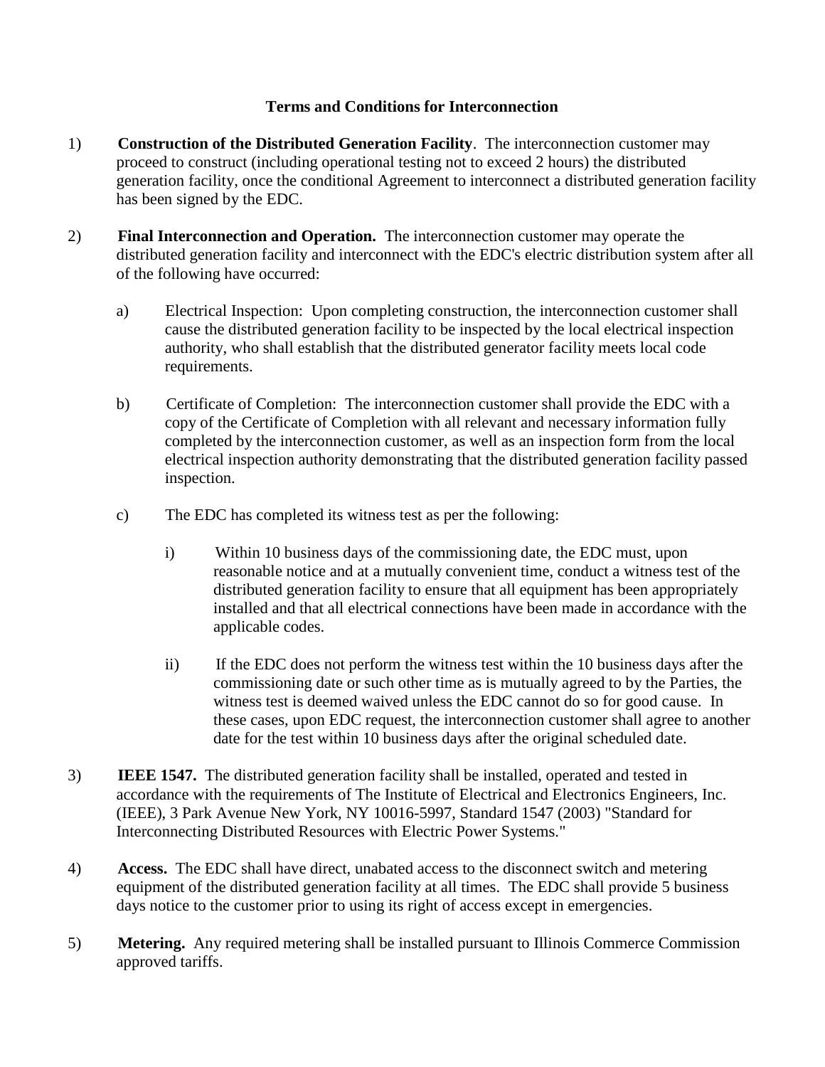## Terms and Conditions for Interconnection

1) **Construction of the Distributed Generation Facility**. The interconnection customer may proceed to construct (including operational testing not to exceed 2 hours) the distributed generation facility, once the conditional Agreement to interconnect a distributed generation facility has been signed by the EDC.

2) **Final Interconnection and Operation.** The interconnection customer may operate the distributed generation facility and interconnect with the EDC's electric distribution system after all of the following have occurred:

   a) Electrical Inspection: Upon completing construction, the interconnection customer shall cause the distributed generation facility to be inspected by the local electrical inspection authority, who shall establish that the distributed generator facility meets local code requirements.

   b) Certificate of Completion: The interconnection customer shall provide the EDC with a copy of the Certificate of Completion with all relevant and necessary information fully completed by the interconnection customer, as well as an inspection form from the local electrical inspection authority demonstrating that the distributed generation facility passed inspection.

   c) The EDC has completed its witness test as per the following:

      i) Within 10 business days of the commissioning date, the EDC must, upon reasonable notice and at a mutually convenient time, conduct a witness test of the distributed generation facility to ensure that all equipment has been appropriately installed and that all electrical connections have been made in accordance with the applicable codes.

      ii) If the EDC does not perform the witness test within the 10 business days after the commissioning date or such other time as is mutually agreed to by the Parties, the witness test is deemed waived unless the EDC cannot do so for good cause. In these cases, upon EDC request, the interconnection customer shall agree to another date for the test within 10 business days after the original scheduled date.

3) **IEEE 1547.** The distributed generation facility shall be installed, operated and tested in accordance with the requirements of The Institute of Electrical and Electronics Engineers, Inc. (IEEE), 3 Park Avenue New York, NY 10016-5997, Standard 1547 (2003) "Standard for Interconnecting Distributed Resources with Electric Power Systems."

4) **Access.** The EDC shall have direct, unabated access to the disconnect switch and metering equipment of the distributed generation facility at all times. The EDC shall provide 5 business days notice to the customer prior to using its right of access except in emergencies.

5) **Metering.** Any required metering shall be installed pursuant to Illinois Commerce Commission approved tariffs.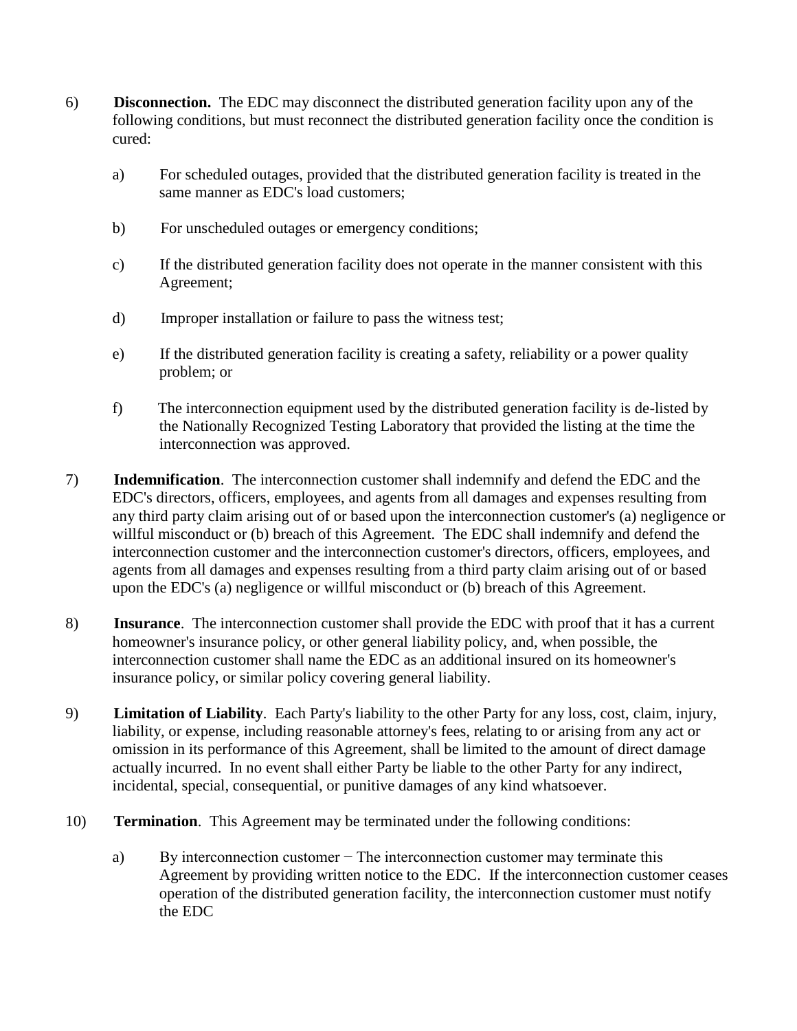6) **Disconnection.** The EDC may disconnect the distributed generation facility upon any of the following conditions, but must reconnect the distributed generation facility once the condition is cured:

   a) For scheduled outages, provided that the distributed generation facility is treated in the same manner as EDC's load customers;

   b) For unscheduled outages or emergency conditions;

   c) If the distributed generation facility does not operate in the manner consistent with this Agreement;

   d) Improper installation or failure to pass the witness test;

   e) If the distributed generation facility is creating a safety, reliability or a power quality problem; or

   f) The interconnection equipment used by the distributed generation facility is de-listed by the Nationally Recognized Testing Laboratory that provided the listing at the time the interconnection was approved.

7) **Indemnification**. The interconnection customer shall indemnify and defend the EDC and the EDC's directors, officers, employees, and agents from all damages and expenses resulting from any third party claim arising out of or based upon the interconnection customer's (a) negligence or willful misconduct or (b) breach of this Agreement. The EDC shall indemnify and defend the interconnection customer and the interconnection customer's directors, officers, employees, and agents from all damages and expenses resulting from a third party claim arising out of or based upon the EDC's (a) negligence or willful misconduct or (b) breach of this Agreement.

8) **Insurance**. The interconnection customer shall provide the EDC with proof that it has a current homeowner's insurance policy, or other general liability policy, and, when possible, the interconnection customer shall name the EDC as an additional insured on its homeowner's insurance policy, or similar policy covering general liability.

9) **Limitation of Liability**. Each Party's liability to the other Party for any loss, cost, claim, injury, liability, or expense, including reasonable attorney's fees, relating to or arising from any act or omission in its performance of this Agreement, shall be limited to the amount of direct damage actually incurred. In no event shall either Party be liable to the other Party for any indirect, incidental, special, consequential, or punitive damages of any kind whatsoever.

10) **Termination**. This Agreement may be terminated under the following conditions:

    a) By interconnection customer − The interconnection customer may terminate this Agreement by providing written notice to the EDC. If the interconnection customer ceases operation of the distributed generation facility, the interconnection customer must notify the EDC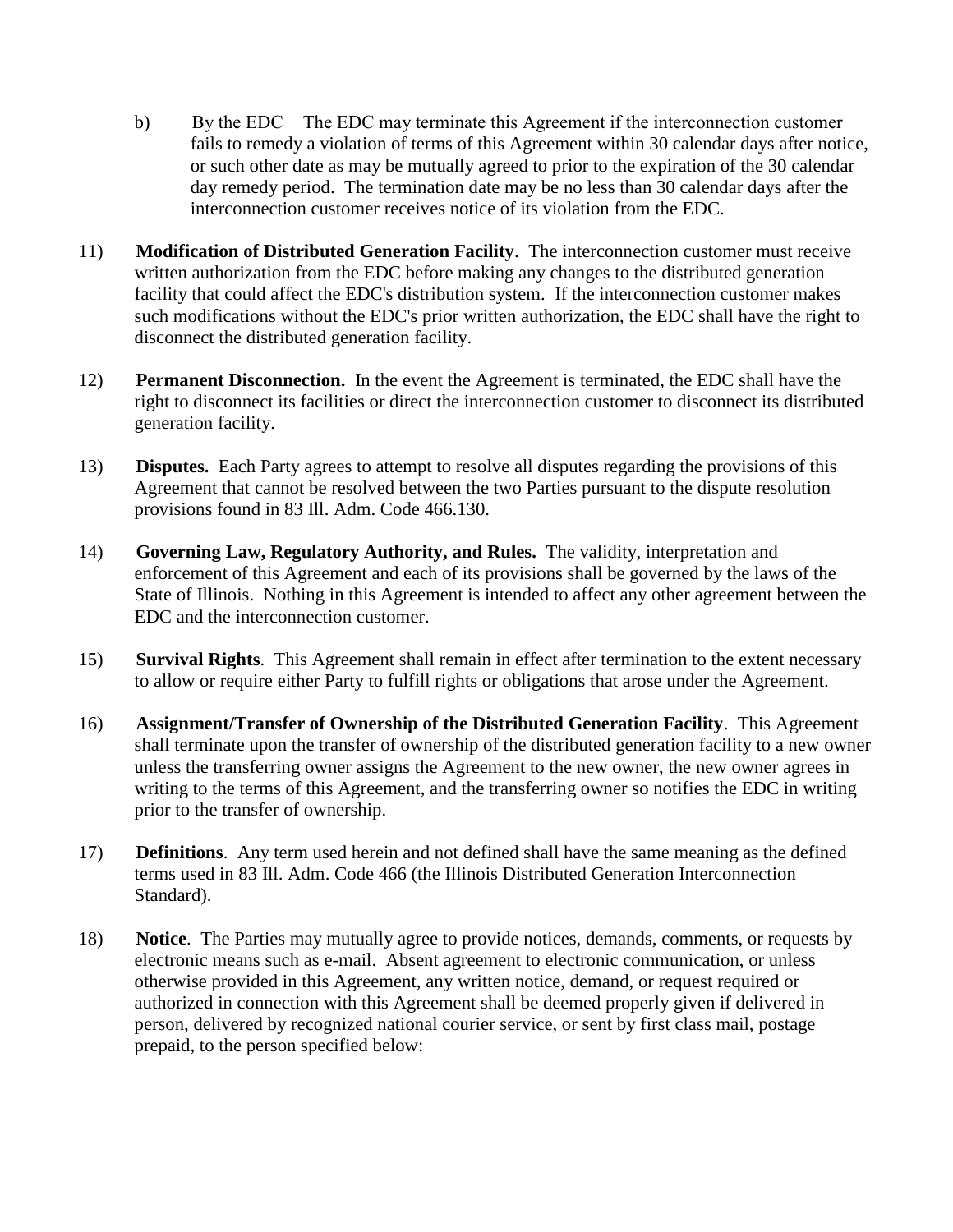b) By the EDC − The EDC may terminate this Agreement if the interconnection customer fails to remedy a violation of terms of this Agreement within 30 calendar days after notice, or such other date as may be mutually agreed to prior to the expiration of the 30 calendar day remedy period. The termination date may be no less than 30 calendar days after the interconnection customer receives notice of its violation from the EDC.

11) **Modification of Distributed Generation Facility**. The interconnection customer must receive written authorization from the EDC before making any changes to the distributed generation facility that could affect the EDC's distribution system. If the interconnection customer makes such modifications without the EDC's prior written authorization, the EDC shall have the right to disconnect the distributed generation facility.

12) **Permanent Disconnection.** In the event the Agreement is terminated, the EDC shall have the right to disconnect its facilities or direct the interconnection customer to disconnect its distributed generation facility.

13) **Disputes.** Each Party agrees to attempt to resolve all disputes regarding the provisions of this Agreement that cannot be resolved between the two Parties pursuant to the dispute resolution provisions found in 83 Ill. Adm. Code 466.130.

14) **Governing Law, Regulatory Authority, and Rules.** The validity, interpretation and enforcement of this Agreement and each of its provisions shall be governed by the laws of the State of Illinois. Nothing in this Agreement is intended to affect any other agreement between the EDC and the interconnection customer.

15) **Survival Rights**. This Agreement shall remain in effect after termination to the extent necessary to allow or require either Party to fulfill rights or obligations that arose under the Agreement.

16) **Assignment/Transfer of Ownership of the Distributed Generation Facility**. This Agreement shall terminate upon the transfer of ownership of the distributed generation facility to a new owner unless the transferring owner assigns the Agreement to the new owner, the new owner agrees in writing to the terms of this Agreement, and the transferring owner so notifies the EDC in writing prior to the transfer of ownership.

17) **Definitions**. Any term used herein and not defined shall have the same meaning as the defined terms used in 83 Ill. Adm. Code 466 (the Illinois Distributed Generation Interconnection Standard).

18) **Notice**. The Parties may mutually agree to provide notices, demands, comments, or requests by electronic means such as e-mail. Absent agreement to electronic communication, or unless otherwise provided in this Agreement, any written notice, demand, or request required or authorized in connection with this Agreement shall be deemed properly given if delivered in person, delivered by recognized national courier service, or sent by first class mail, postage prepaid, to the person specified below: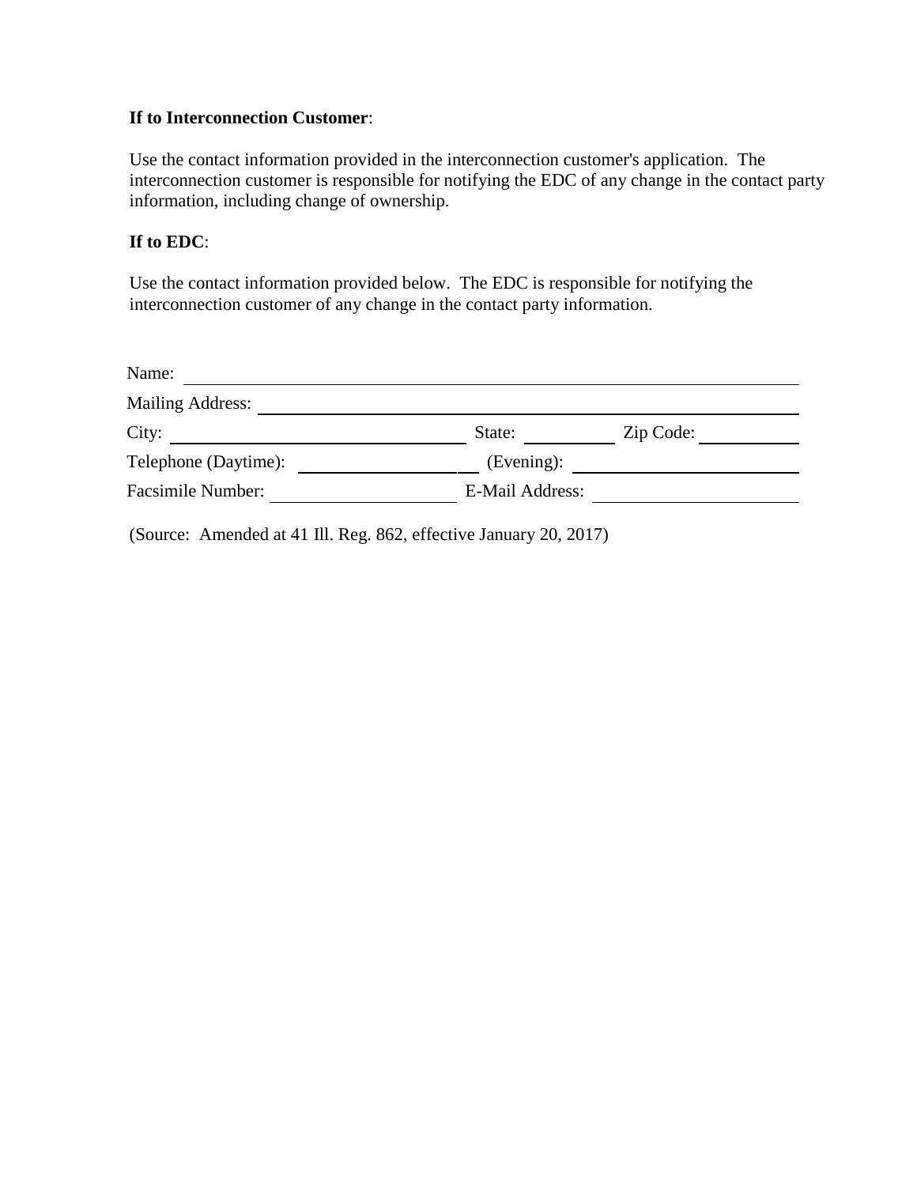**If to Interconnection Customer**:

Use the contact information provided in the interconnection customer's application. The interconnection customer is responsible for notifying the EDC of any change in the contact party information, including change of ownership.

**If to EDC**:

Use the contact information provided below. The EDC is responsible for notifying the interconnection customer of any change in the contact party information.

Name: ______________________________________________

Mailing Address: ______________________________________

City: ______________________ State: __________ Zip Code: __________

Telephone (Daytime): ______________ (Evening): ______________

Facsimile Number: ______________ E-Mail Address: ______________

(Source: Amended at 41 Ill. Reg. 862, effective January 20, 2017)